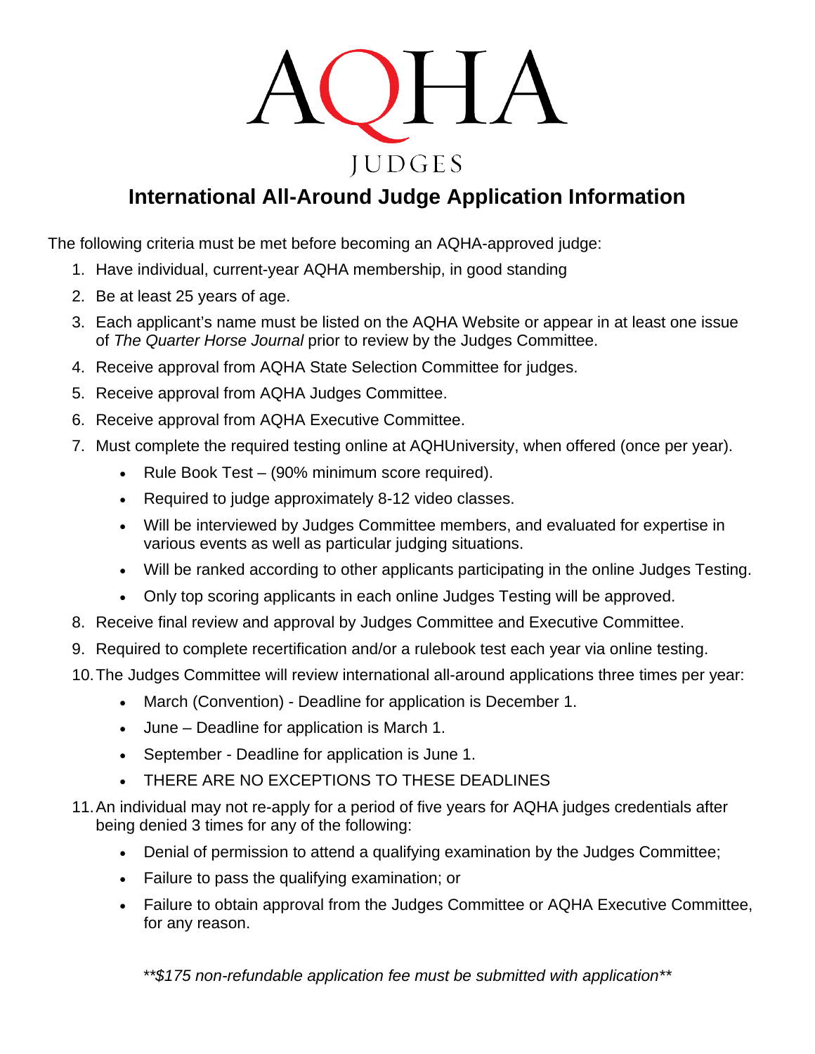# AQHA JUDGES

## International All-Around Judge Application Information

The following criteria must be met before becoming an AQHA-approved judge:

1. Have individual, current-year AQHA membership, in good standing
2. Be at least 25 years of age.
3. Each applicant's name must be listed on the AQHA Website or appear in at least one issue of *The Quarter Horse Journal* prior to review by the Judges Committee.
4. Receive approval from AQHA State Selection Committee for judges.
5. Receive approval from AQHA Judges Committee.
6. Receive approval from AQHA Executive Committee.
7. Must complete the required testing online at AQHUniversity, when offered (once per year).
   - Rule Book Test – (90% minimum score required).
   - Required to judge approximately 8-12 video classes.
   - Will be interviewed by Judges Committee members, and evaluated for expertise in various events as well as particular judging situations.
   - Will be ranked according to other applicants participating in the online Judges Testing.
   - Only top scoring applicants in each online Judges Testing will be approved.
8. Receive final review and approval by Judges Committee and Executive Committee.
9. Required to complete recertification and/or a rulebook test each year via online testing.
10. The Judges Committee will review international all-around applications three times per year:
    - March (Convention) - Deadline for application is December 1.
    - June – Deadline for application is March 1.
    - September - Deadline for application is June 1.
    - THERE ARE NO EXCEPTIONS TO THESE DEADLINES
11. An individual may not re-apply for a period of five years for AQHA judges credentials after being denied 3 times for any of the following:
    - Denial of permission to attend a qualifying examination by the Judges Committee;
    - Failure to pass the qualifying examination; or
    - Failure to obtain approval from the Judges Committee or AQHA Executive Committee, for any reason.

*\*\*$175 non-refundable application fee must be submitted with application\*\**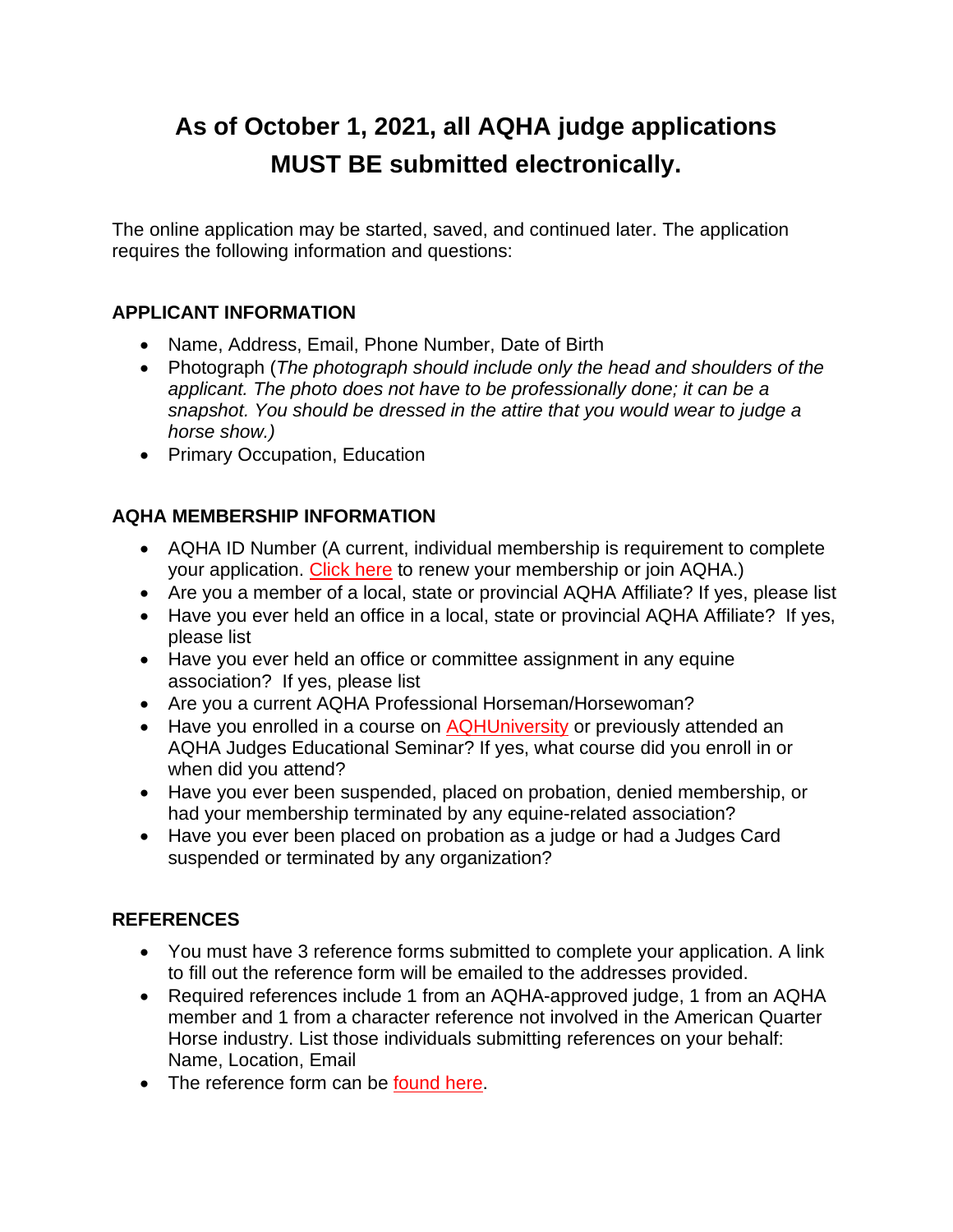# As of October 1, 2021, all AQHA judge applications MUST BE submitted electronically.

The online application may be started, saved, and continued later. The application requires the following information and questions:

## APPLICANT INFORMATION

- Name, Address, Email, Phone Number, Date of Birth
- Photograph (*The photograph should include only the head and shoulders of the applicant. The photo does not have to be professionally done; it can be a snapshot. You should be dressed in the attire that you would wear to judge a horse show.)*
- Primary Occupation, Education

## AQHA MEMBERSHIP INFORMATION

- AQHA ID Number (A current, individual membership is requirement to complete your application. Click here to renew your membership or join AQHA.)
- Are you a member of a local, state or provincial AQHA Affiliate? If yes, please list
- Have you ever held an office in a local, state or provincial AQHA Affiliate? If yes, please list
- Have you ever held an office or committee assignment in any equine association? If yes, please list
- Are you a current AQHA Professional Horseman/Horsewoman?
- Have you enrolled in a course on AQHUniversity or previously attended an AQHA Judges Educational Seminar? If yes, what course did you enroll in or when did you attend?
- Have you ever been suspended, placed on probation, denied membership, or had your membership terminated by any equine-related association?
- Have you ever been placed on probation as a judge or had a Judges Card suspended or terminated by any organization?

## REFERENCES

- You must have 3 reference forms submitted to complete your application. A link to fill out the reference form will be emailed to the addresses provided.
- Required references include 1 from an AQHA-approved judge, 1 from an AQHA member and 1 from a character reference not involved in the American Quarter Horse industry. List those individuals submitting references on your behalf: Name, Location, Email
- The reference form can be found here.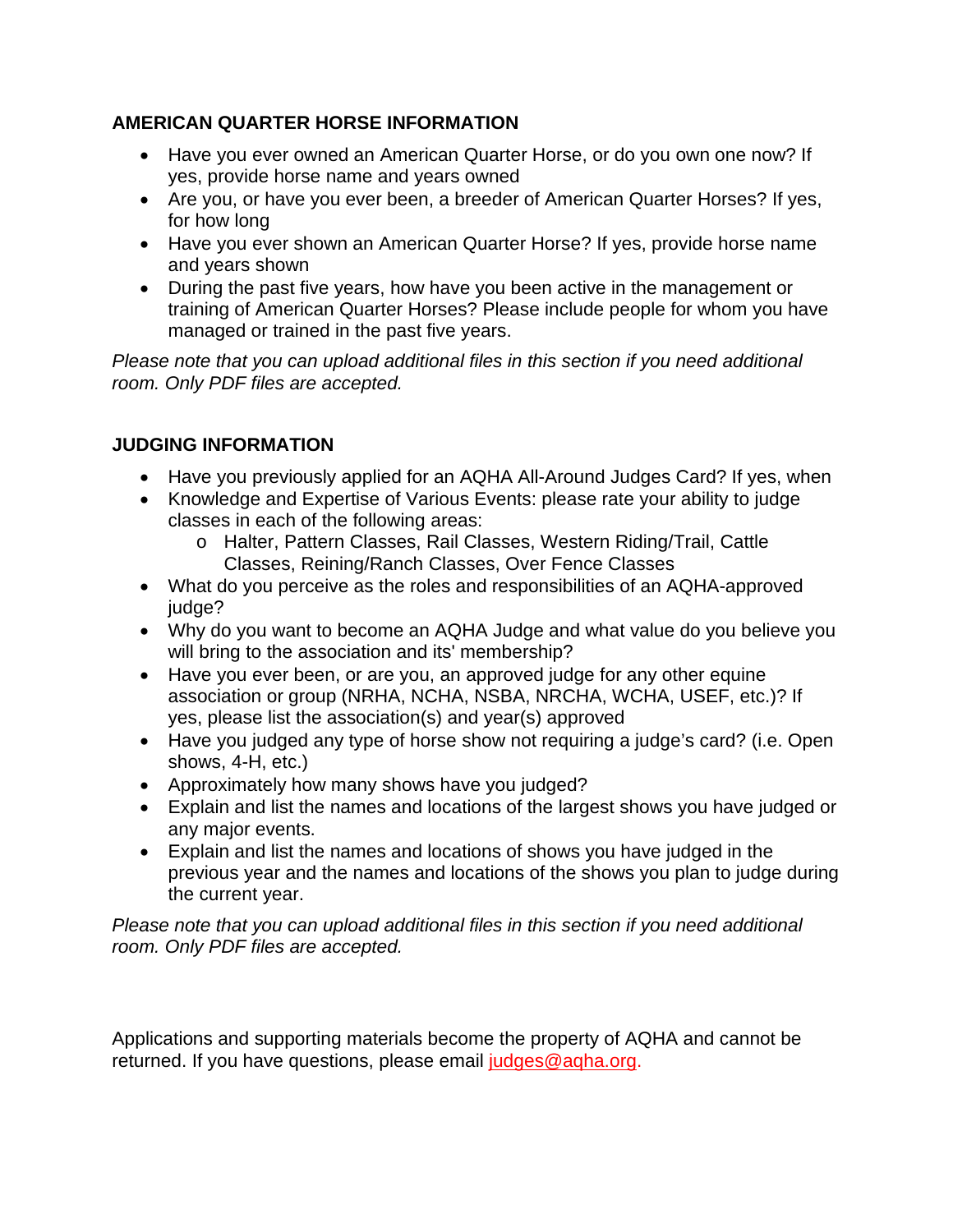## AMERICAN QUARTER HORSE INFORMATION

- Have you ever owned an American Quarter Horse, or do you own one now? If yes, provide horse name and years owned
- Are you, or have you ever been, a breeder of American Quarter Horses? If yes, for how long
- Have you ever shown an American Quarter Horse? If yes, provide horse name and years shown
- During the past five years, how have you been active in the management or training of American Quarter Horses? Please include people for whom you have managed or trained in the past five years.

*Please note that you can upload additional files in this section if you need additional room. Only PDF files are accepted.*

## JUDGING INFORMATION

- Have you previously applied for an AQHA All-Around Judges Card? If yes, when
- Knowledge and Expertise of Various Events: please rate your ability to judge classes in each of the following areas:
    - Halter, Pattern Classes, Rail Classes, Western Riding/Trail, Cattle Classes, Reining/Ranch Classes, Over Fence Classes
- What do you perceive as the roles and responsibilities of an AQHA-approved judge?
- Why do you want to become an AQHA Judge and what value do you believe you will bring to the association and its' membership?
- Have you ever been, or are you, an approved judge for any other equine association or group (NRHA, NCHA, NSBA, NRCHA, WCHA, USEF, etc.)? If yes, please list the association(s) and year(s) approved
- Have you judged any type of horse show not requiring a judge's card? (i.e. Open shows, 4-H, etc.)
- Approximately how many shows have you judged?
- Explain and list the names and locations of the largest shows you have judged or any major events.
- Explain and list the names and locations of shows you have judged in the previous year and the names and locations of the shows you plan to judge during the current year.

*Please note that you can upload additional files in this section if you need additional room. Only PDF files are accepted.*

Applications and supporting materials become the property of AQHA and cannot be returned. If you have questions, please email judges@aqha.org.